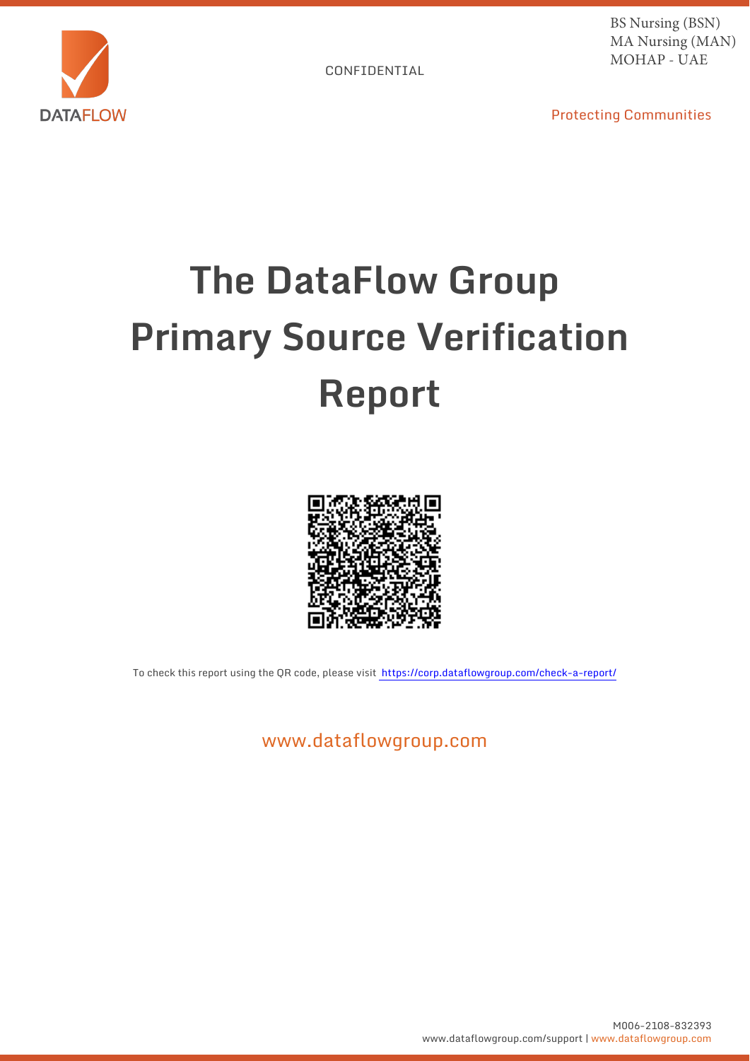DATAFLOW

CONFIDENTIAL

BS Nursing (BSN)
MA Nursing (MAN)
MOHAP - UAE

Protecting Communities

# The DataFlow Group Primary Source Verification Report

To check this report using the QR code, please visit https://corp.dataflowgroup.com/check-a-report/

www.dataflowgroup.com

M006-2108-832393
www.dataflowgroup.com/support | www.dataflowgroup.com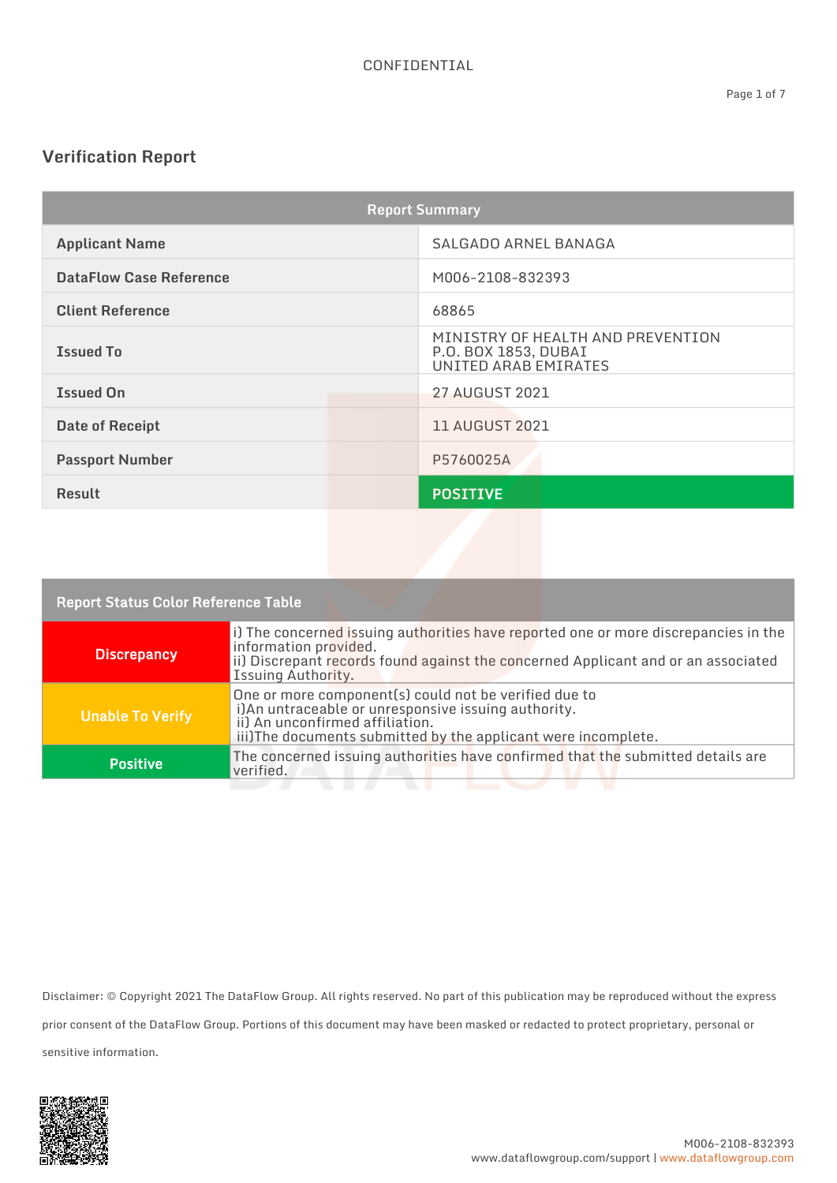CONFIDENTIAL

## Verification Report

| Report Summary | |
|---|---|
| Applicant Name | SALGADO ARNEL BANAGA |
| DataFlow Case Reference | M006-2108-832393 |
| Client Reference | 68865 |
| Issued To | MINISTRY OF HEALTH AND PREVENTION<br>P.O. BOX 1853, DUBAI<br>UNITED ARAB EMIRATES |
| Issued On | 27 AUGUST 2021 |
| Date of Receipt | 11 AUGUST 2021 |
| Passport Number | P5760025A |
| Result | POSITIVE |

| Report Status Color Reference Table | |
|---|---|
| Discrepancy | i) The concerned issuing authorities have reported one or more discrepancies in the information provided.<br>ii) Discrepant records found against the concerned Applicant and or an associated Issuing Authority. |
| Unable To Verify | One or more component(s) could not be verified due to<br>i)An untraceable or unresponsive issuing authority.<br>ii) An unconfirmed affiliation.<br>iii)The documents submitted by the applicant were incomplete. |
| Positive | The concerned issuing authorities have confirmed that the submitted details are verified. |

Disclaimer: © Copyright 2021 The DataFlow Group. All rights reserved. No part of this publication may be reproduced without the express prior consent of the DataFlow Group. Portions of this document may have been masked or redacted to protect proprietary, personal or sensitive information.

M006-2108-832393
www.dataflowgroup.com/support | www.dataflowgroup.com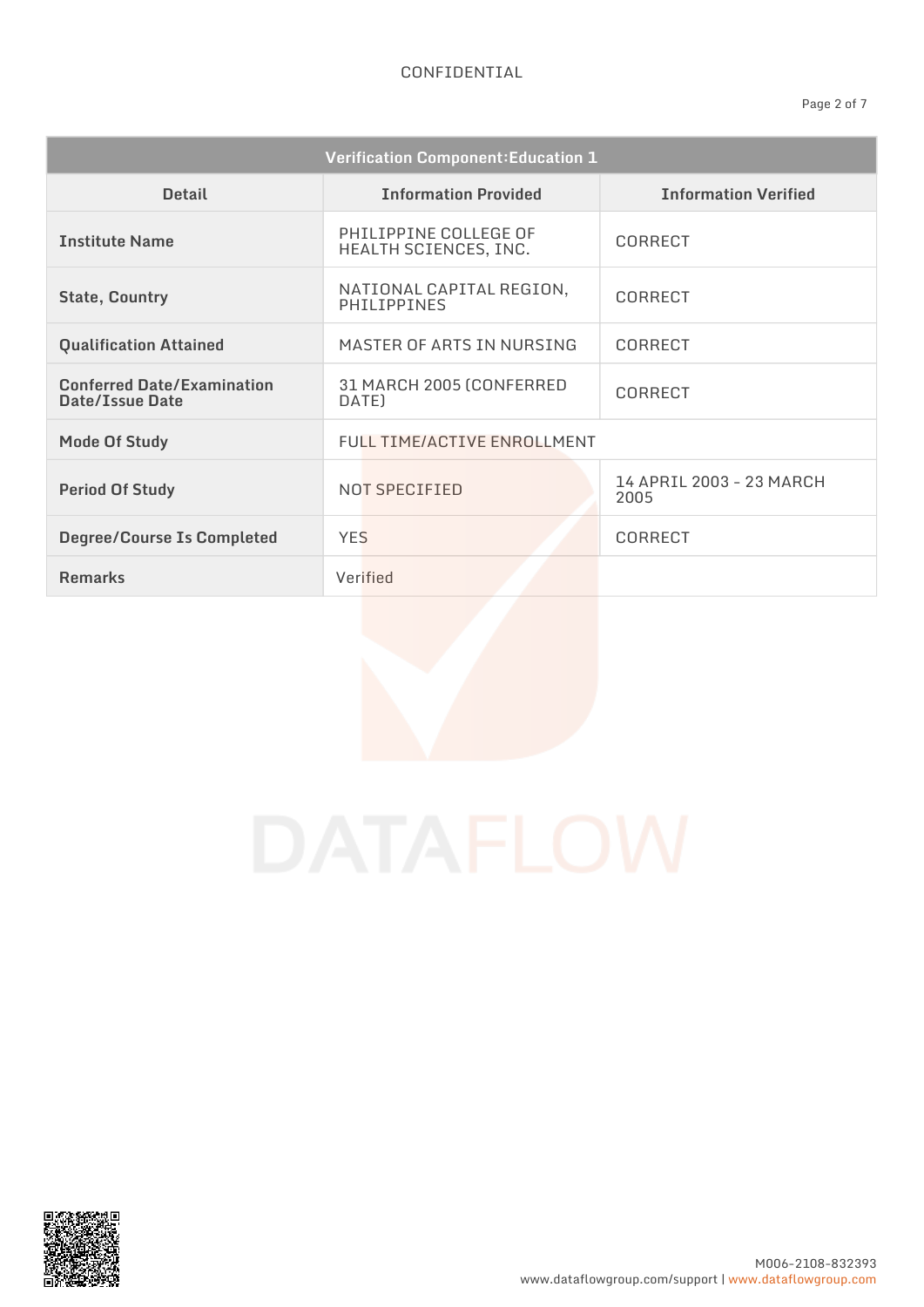CONFIDENTIAL

| Verification Component:Education 1 | | |
|---|---|---|
| **Detail** | **Information Provided** | **Information Verified** |
| **Institute Name** | PHILIPPINE COLLEGE OF HEALTH SCIENCES, INC. | CORRECT |
| **State, Country** | NATIONAL CAPITAL REGION, PHILIPPINES | CORRECT |
| **Qualification Attained** | MASTER OF ARTS IN NURSING | CORRECT |
| **Conferred Date/Examination Date/Issue Date** | 31 MARCH 2005 (CONFERRED DATE) | CORRECT |
| **Mode Of Study** | FULL TIME/ACTIVE ENROLLMENT | |
| **Period Of Study** | NOT SPECIFIED | 14 APRIL 2003 - 23 MARCH 2005 |
| **Degree/Course Is Completed** | YES | CORRECT |
| **Remarks** | Verified | |

M006-2108-832393
www.dataflowgroup.com/support | www.dataflowgroup.com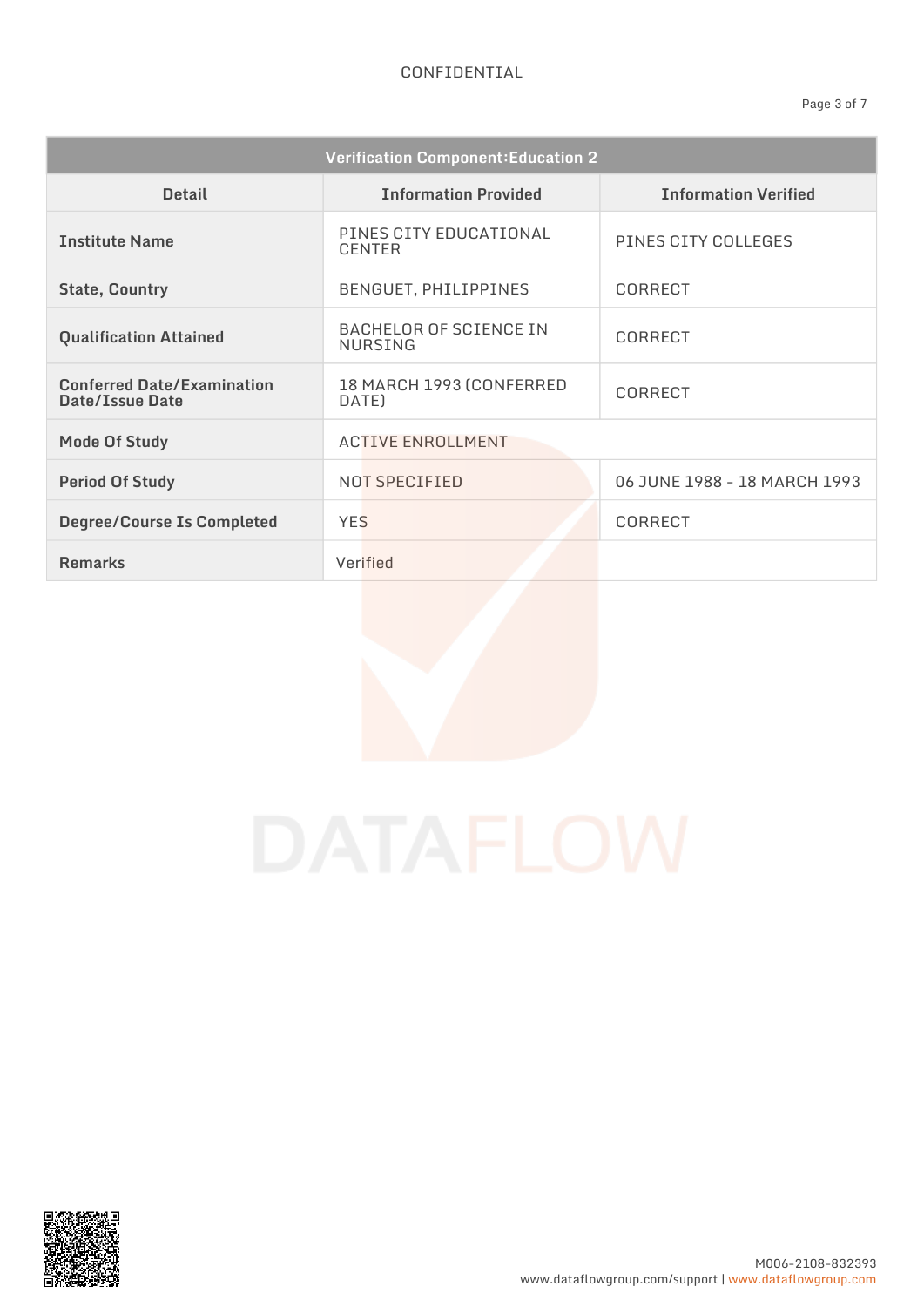CONFIDENTIAL

| Verification Component:Education 2 | | |
|---|---|---|
| **Detail** | **Information Provided** | **Information Verified** |
| **Institute Name** | PINES CITY EDUCATIONAL CENTER | PINES CITY COLLEGES |
| **State, Country** | BENGUET, PHILIPPINES | CORRECT |
| **Qualification Attained** | BACHELOR OF SCIENCE IN NURSING | CORRECT |
| **Conferred Date/Examination Date/Issue Date** | 18 MARCH 1993 (CONFERRED DATE) | CORRECT |
| **Mode Of Study** | ACTIVE ENROLLMENT | |
| **Period Of Study** | NOT SPECIFIED | 06 JUNE 1988 - 18 MARCH 1993 |
| **Degree/Course Is Completed** | YES | CORRECT |
| **Remarks** | Verified | |

M006-2108-832393

www.dataflowgroup.com/support | www.dataflowgroup.com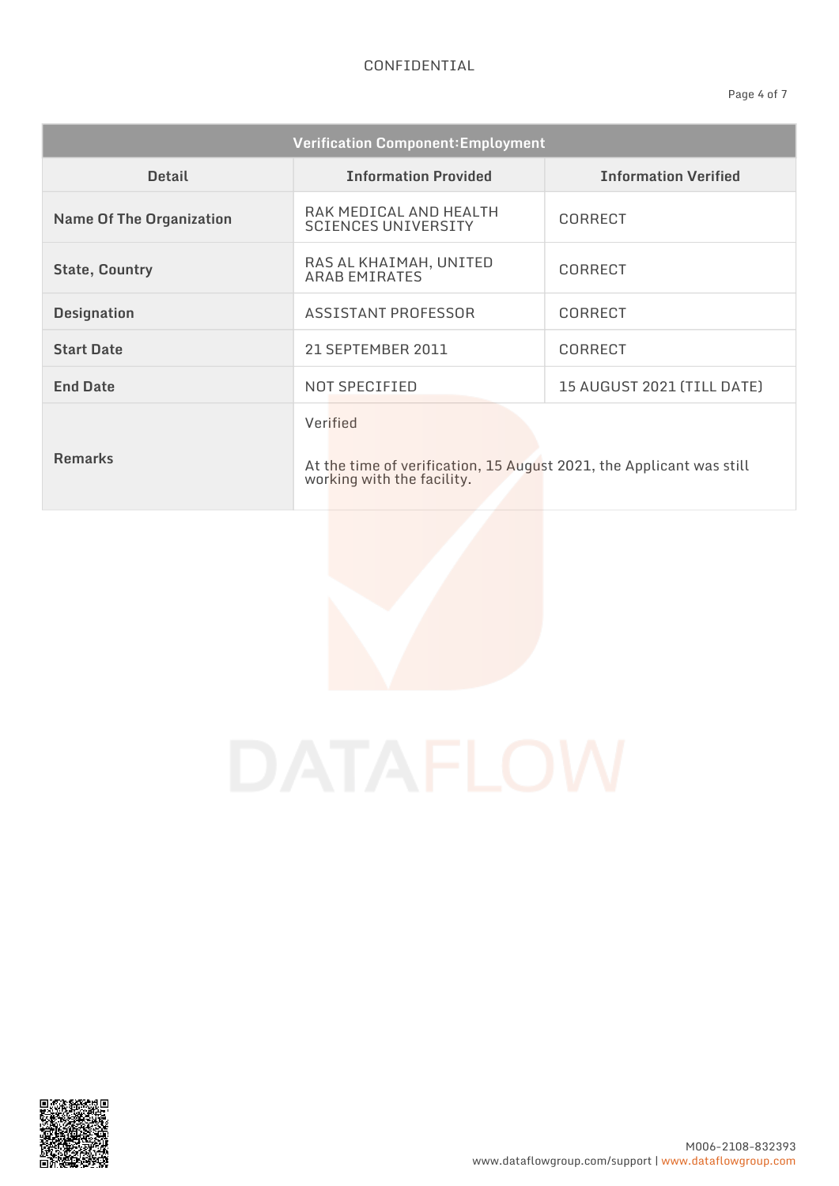CONFIDENTIAL

| Verification Component:Employment | | |
|---|---|---|
| **Detail** | **Information Provided** | **Information Verified** |
| **Name Of The Organization** | RAK MEDICAL AND HEALTH SCIENCES UNIVERSITY | CORRECT |
| **State, Country** | RAS AL KHAIMAH, UNITED ARAB EMIRATES | CORRECT |
| **Designation** | ASSISTANT PROFESSOR | CORRECT |
| **Start Date** | 21 SEPTEMBER 2011 | CORRECT |
| **End Date** | NOT SPECIFIED | 15 AUGUST 2021 (TILL DATE) |
| **Remarks** | Verified<br><br>At the time of verification, 15 August 2021, the Applicant was still working with the facility. | |

M006-2108-832393

www.dataflowgroup.com/support | www.dataflowgroup.com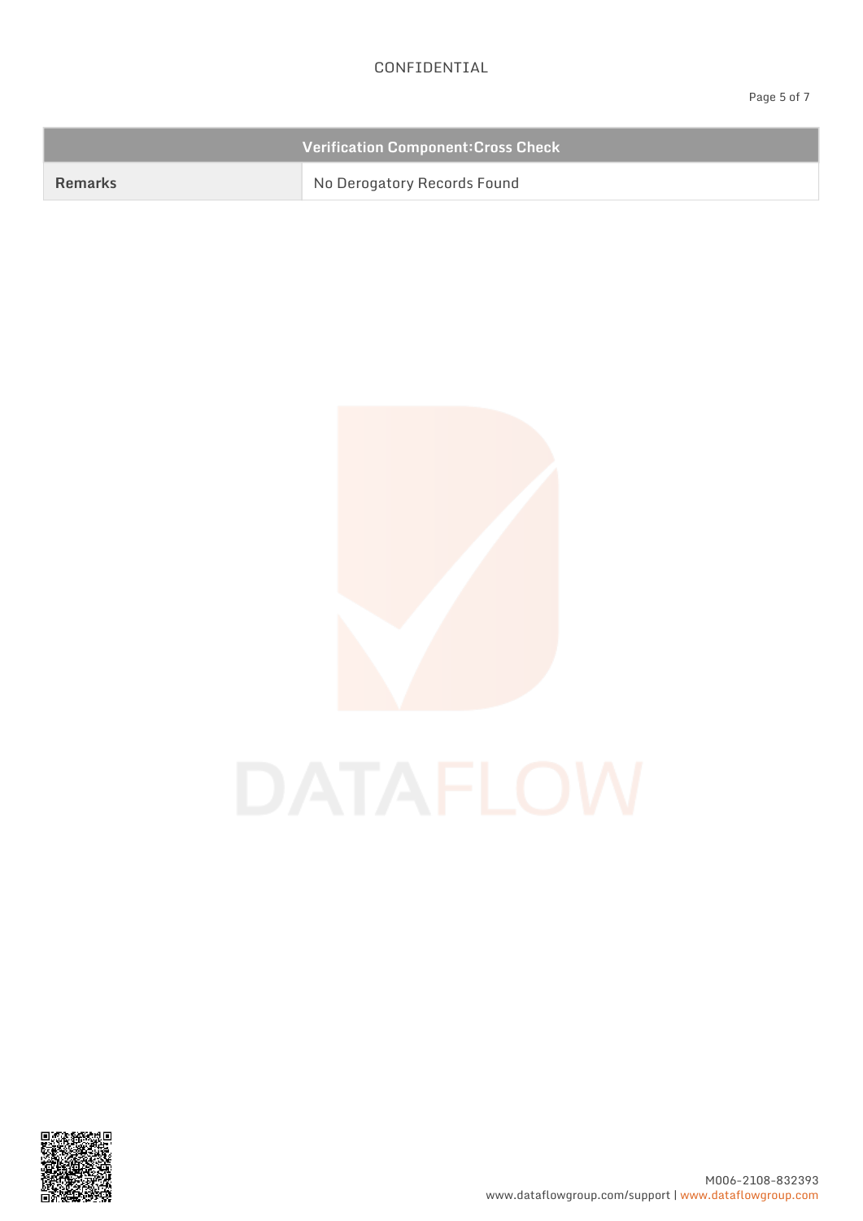CONFIDENTIAL

| Verification Component:Cross Check | |
|---|---|
| **Remarks** | No Derogatory Records Found |

M006-2108-832393

www.dataflowgroup.com/support | www.dataflowgroup.com